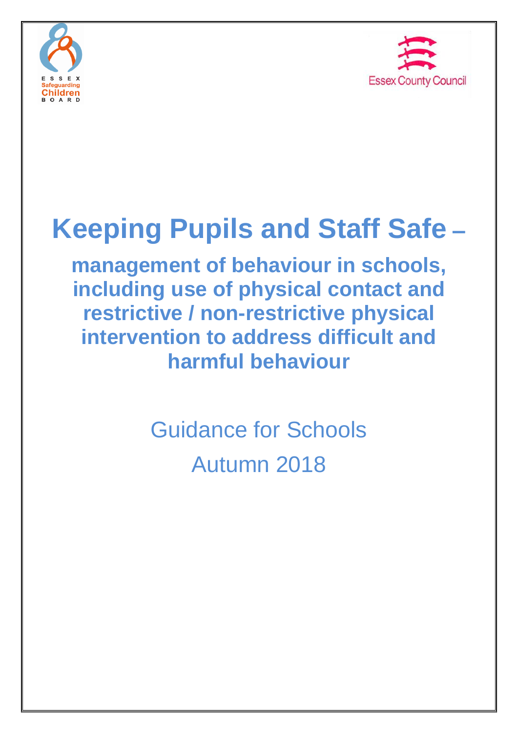ESSEX Safeguarding Children BOARD

Essex County Council

# Keeping Pupils and Staff Safe –

## management of behaviour in schools, including use of physical contact and restrictive / non-restrictive physical intervention to address difficult and harmful behaviour

Guidance for Schools

Autumn 2018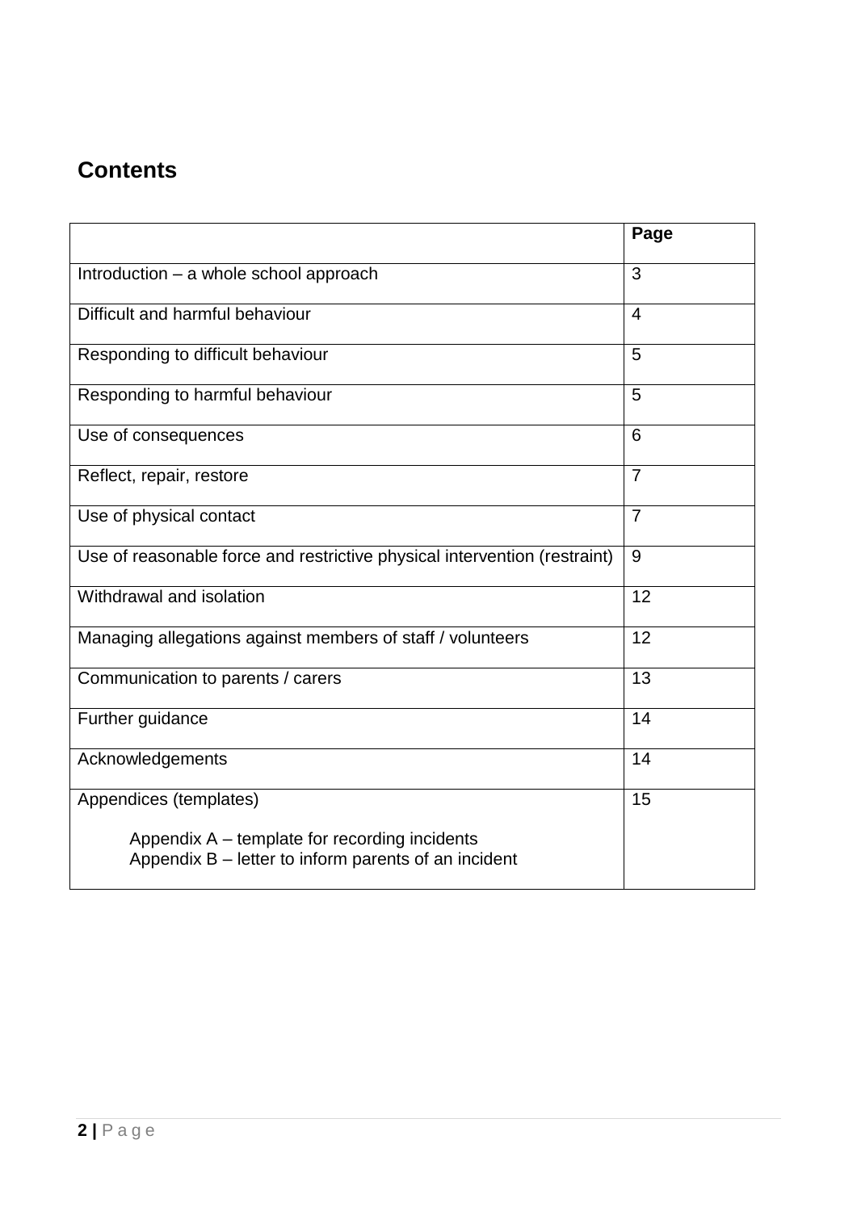## Contents

| | Page |
|---|---|
| Introduction – a whole school approach | 3 |
| Difficult and harmful behaviour | 4 |
| Responding to difficult behaviour | 5 |
| Responding to harmful behaviour | 5 |
| Use of consequences | 6 |
| Reflect, repair, restore | 7 |
| Use of physical contact | 7 |
| Use of reasonable force and restrictive physical intervention (restraint) | 9 |
| Withdrawal and isolation | 12 |
| Managing allegations against members of staff / volunteers | 12 |
| Communication to parents / carers | 13 |
| Further guidance | 14 |
| Acknowledgements | 14 |
| Appendices (templates)<br><br>Appendix A – template for recording incidents<br>Appendix B – letter to inform parents of an incident | 15 |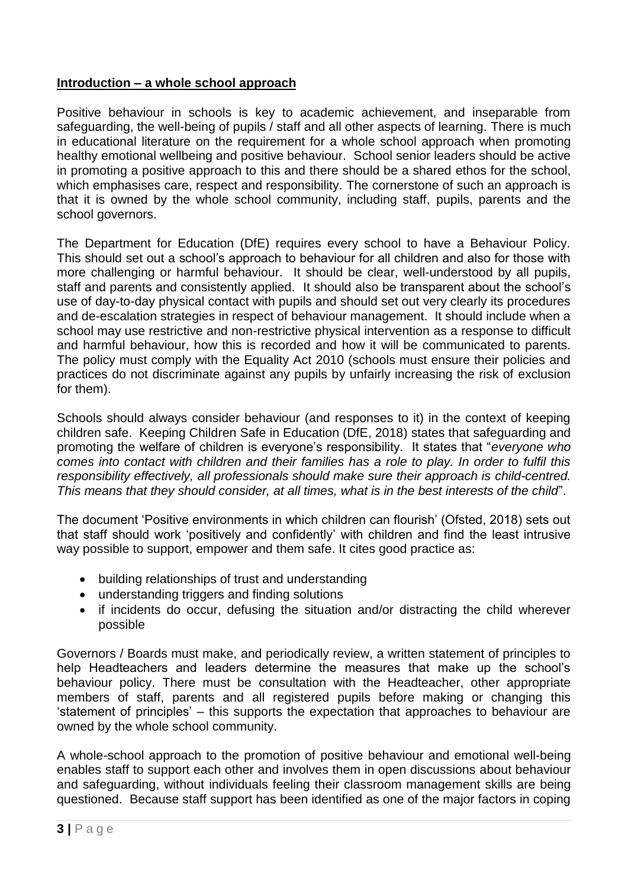## **Introduction – a whole school approach**

Positive behaviour in schools is key to academic achievement, and inseparable from safeguarding, the well-being of pupils / staff and all other aspects of learning. There is much in educational literature on the requirement for a whole school approach when promoting healthy emotional wellbeing and positive behaviour. School senior leaders should be active in promoting a positive approach to this and there should be a shared ethos for the school, which emphasises care, respect and responsibility. The cornerstone of such an approach is that it is owned by the whole school community, including staff, pupils, parents and the school governors.

The Department for Education (DfE) requires every school to have a Behaviour Policy. This should set out a school's approach to behaviour for all children and also for those with more challenging or harmful behaviour. It should be clear, well-understood by all pupils, staff and parents and consistently applied. It should also be transparent about the school's use of day-to-day physical contact with pupils and should set out very clearly its procedures and de-escalation strategies in respect of behaviour management. It should include when a school may use restrictive and non-restrictive physical intervention as a response to difficult and harmful behaviour, how this is recorded and how it will be communicated to parents. The policy must comply with the Equality Act 2010 (schools must ensure their policies and practices do not discriminate against any pupils by unfairly increasing the risk of exclusion for them).

Schools should always consider behaviour (and responses to it) in the context of keeping children safe. Keeping Children Safe in Education (DfE, 2018) states that safeguarding and promoting the welfare of children is everyone's responsibility. It states that "*everyone who comes into contact with children and their families has a role to play. In order to fulfil this responsibility effectively, all professionals should make sure their approach is child-centred. This means that they should consider, at all times, what is in the best interests of the child*".

The document 'Positive environments in which children can flourish' (Ofsted, 2018) sets out that staff should work 'positively and confidently' with children and find the least intrusive way possible to support, empower and them safe. It cites good practice as:

- building relationships of trust and understanding
- understanding triggers and finding solutions
- if incidents do occur, defusing the situation and/or distracting the child wherever possible

Governors / Boards must make, and periodically review, a written statement of principles to help Headteachers and leaders determine the measures that make up the school's behaviour policy. There must be consultation with the Headteacher, other appropriate members of staff, parents and all registered pupils before making or changing this 'statement of principles' – this supports the expectation that approaches to behaviour are owned by the whole school community.

A whole-school approach to the promotion of positive behaviour and emotional well-being enables staff to support each other and involves them in open discussions about behaviour and safeguarding, without individuals feeling their classroom management skills are being questioned. Because staff support has been identified as one of the major factors in coping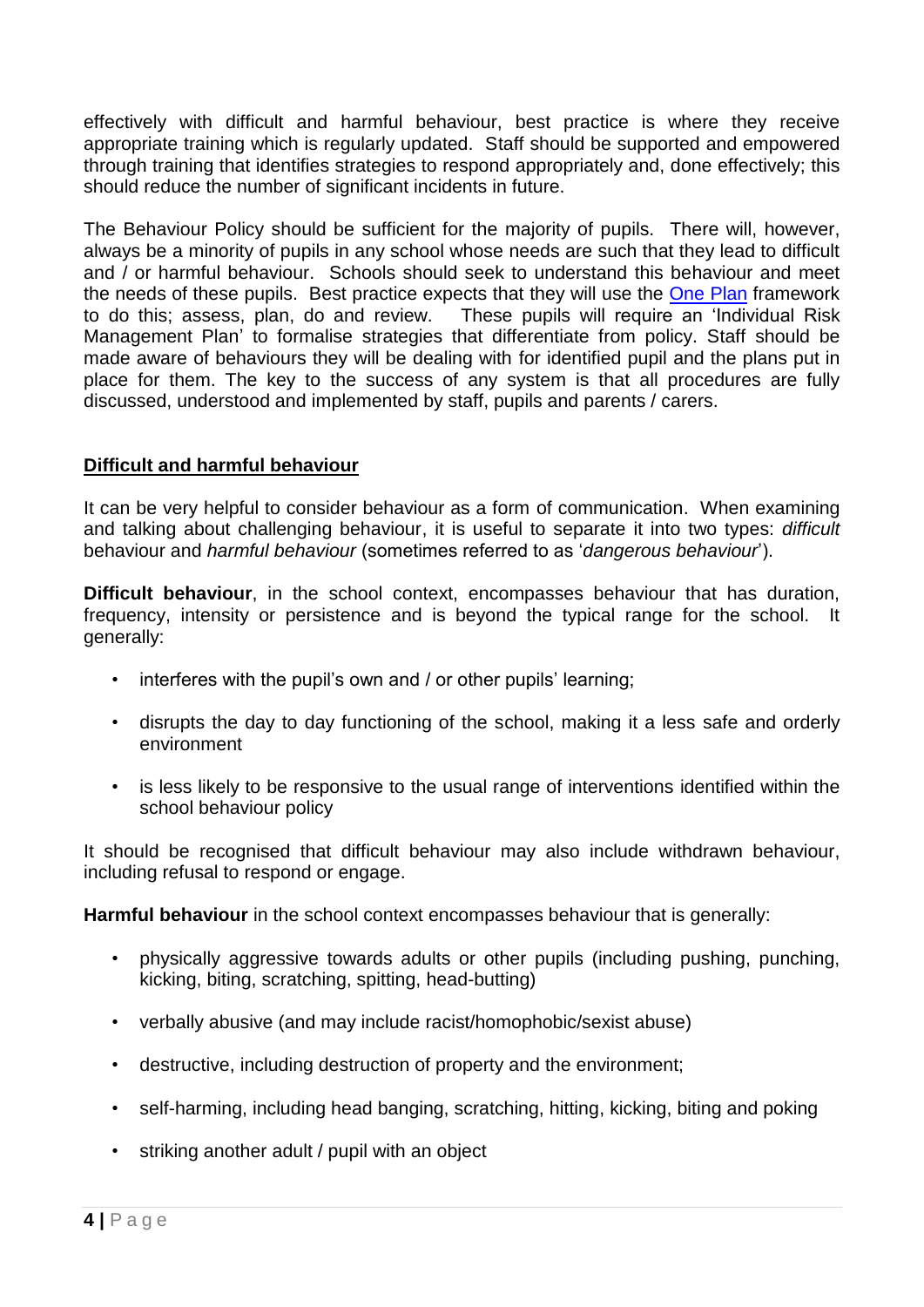effectively with difficult and harmful behaviour, best practice is where they receive appropriate training which is regularly updated. Staff should be supported and empowered through training that identifies strategies to respond appropriately and, done effectively; this should reduce the number of significant incidents in future.

The Behaviour Policy should be sufficient for the majority of pupils. There will, however, always be a minority of pupils in any school whose needs are such that they lead to difficult and / or harmful behaviour. Schools should seek to understand this behaviour and meet the needs of these pupils. Best practice expects that they will use the [One Plan] framework to do this; assess, plan, do and review. These pupils will require an 'Individual Risk Management Plan' to formalise strategies that differentiate from policy. Staff should be made aware of behaviours they will be dealing with for identified pupil and the plans put in place for them. The key to the success of any system is that all procedures are fully discussed, understood and implemented by staff, pupils and parents / carers.

## Difficult and harmful behaviour

It can be very helpful to consider behaviour as a form of communication. When examining and talking about challenging behaviour, it is useful to separate it into two types: *difficult* behaviour and *harmful behaviour* (sometimes referred to as '*dangerous behaviour*').

**Difficult behaviour**, in the school context, encompasses behaviour that has duration, frequency, intensity or persistence and is beyond the typical range for the school. It generally:

- interferes with the pupil's own and / or other pupils' learning;
- disrupts the day to day functioning of the school, making it a less safe and orderly environment
- is less likely to be responsive to the usual range of interventions identified within the school behaviour policy

It should be recognised that difficult behaviour may also include withdrawn behaviour, including refusal to respond or engage.

**Harmful behaviour** in the school context encompasses behaviour that is generally:

- physically aggressive towards adults or other pupils (including pushing, punching, kicking, biting, scratching, spitting, head-butting)
- verbally abusive (and may include racist/homophobic/sexist abuse)
- destructive, including destruction of property and the environment;
- self-harming, including head banging, scratching, hitting, kicking, biting and poking
- striking another adult / pupil with an object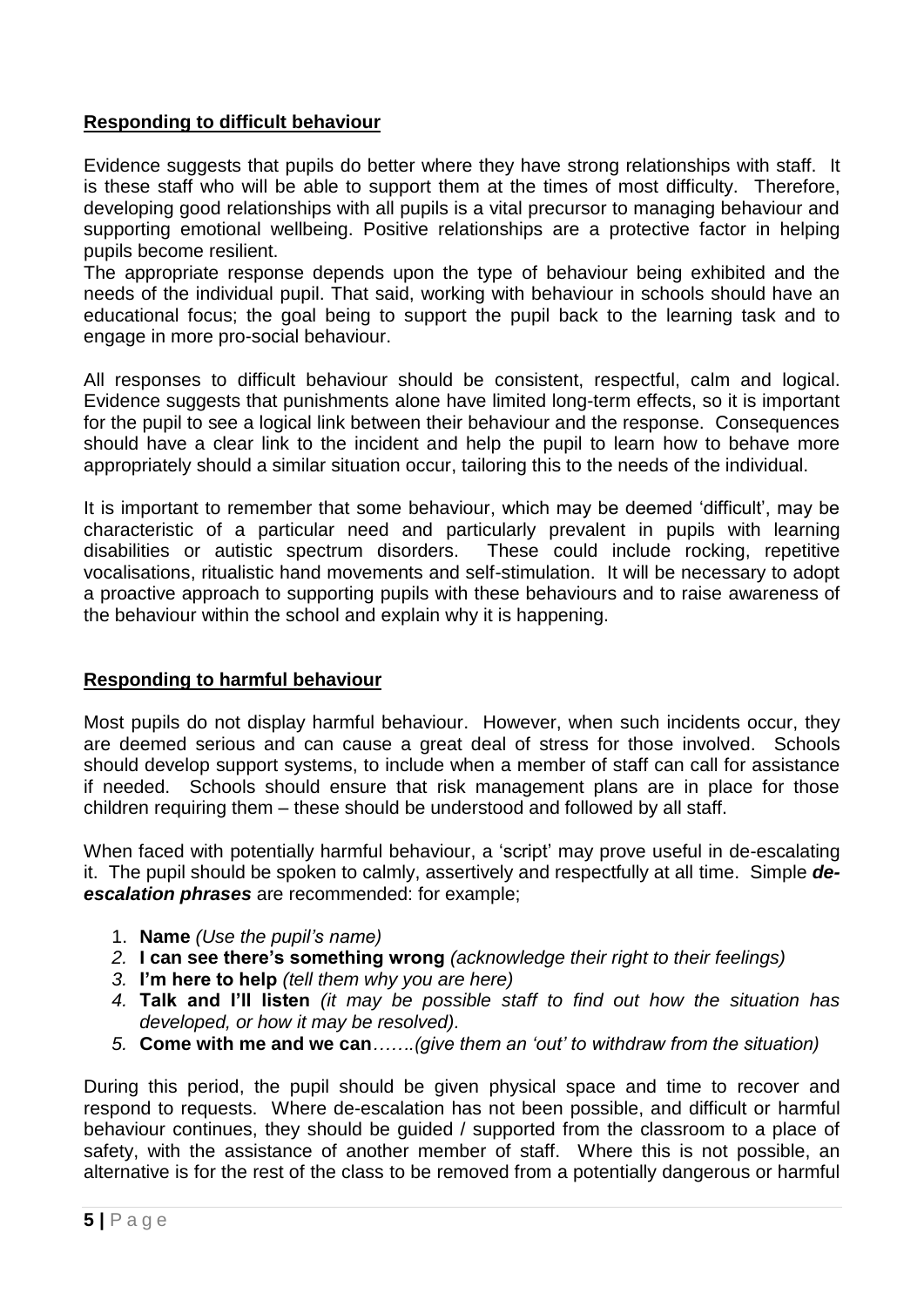## Responding to difficult behaviour

Evidence suggests that pupils do better where they have strong relationships with staff. It is these staff who will be able to support them at the times of most difficulty. Therefore, developing good relationships with all pupils is a vital precursor to managing behaviour and supporting emotional wellbeing. Positive relationships are a protective factor in helping pupils become resilient.

The appropriate response depends upon the type of behaviour being exhibited and the needs of the individual pupil. That said, working with behaviour in schools should have an educational focus; the goal being to support the pupil back to the learning task and to engage in more pro-social behaviour.

All responses to difficult behaviour should be consistent, respectful, calm and logical. Evidence suggests that punishments alone have limited long-term effects, so it is important for the pupil to see a logical link between their behaviour and the response. Consequences should have a clear link to the incident and help the pupil to learn how to behave more appropriately should a similar situation occur, tailoring this to the needs of the individual.

It is important to remember that some behaviour, which may be deemed 'difficult', may be characteristic of a particular need and particularly prevalent in pupils with learning disabilities or autistic spectrum disorders. These could include rocking, repetitive vocalisations, ritualistic hand movements and self-stimulation. It will be necessary to adopt a proactive approach to supporting pupils with these behaviours and to raise awareness of the behaviour within the school and explain why it is happening.

## Responding to harmful behaviour

Most pupils do not display harmful behaviour. However, when such incidents occur, they are deemed serious and can cause a great deal of stress for those involved. Schools should develop support systems, to include when a member of staff can call for assistance if needed. Schools should ensure that risk management plans are in place for those children requiring them – these should be understood and followed by all staff.

When faced with potentially harmful behaviour, a 'script' may prove useful in de-escalating it. The pupil should be spoken to calmly, assertively and respectfully at all time. Simple ***de-escalation phrases*** are recommended: for example;

1. **Name** *(Use the pupil's name)*
2. **I can see there's something wrong** *(acknowledge their right to their feelings)*
3. **I'm here to help** *(tell them why you are here)*
4. **Talk and I'll listen** *(it may be possible staff to find out how the situation has developed, or how it may be resolved).*
5. **Come with me and we can***…….(give them an 'out' to withdraw from the situation)*

During this period, the pupil should be given physical space and time to recover and respond to requests. Where de-escalation has not been possible, and difficult or harmful behaviour continues, they should be guided / supported from the classroom to a place of safety, with the assistance of another member of staff. Where this is not possible, an alternative is for the rest of the class to be removed from a potentially dangerous or harmful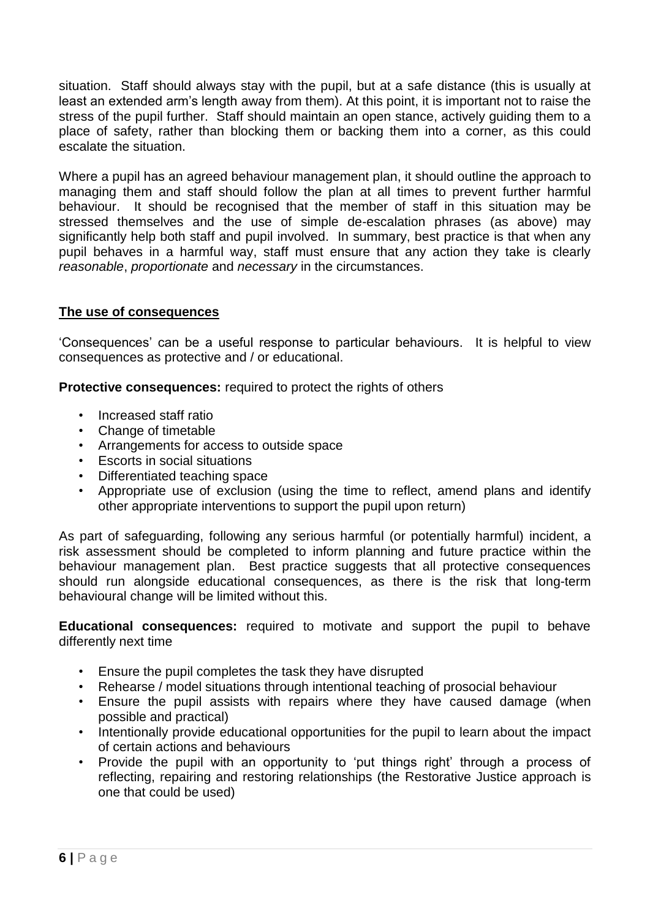situation. Staff should always stay with the pupil, but at a safe distance (this is usually at least an extended arm's length away from them). At this point, it is important not to raise the stress of the pupil further. Staff should maintain an open stance, actively guiding them to a place of safety, rather than blocking them or backing them into a corner, as this could escalate the situation.

Where a pupil has an agreed behaviour management plan, it should outline the approach to managing them and staff should follow the plan at all times to prevent further harmful behaviour. It should be recognised that the member of staff in this situation may be stressed themselves and the use of simple de-escalation phrases (as above) may significantly help both staff and pupil involved. In summary, best practice is that when any pupil behaves in a harmful way, staff must ensure that any action they take is clearly *reasonable*, *proportionate* and *necessary* in the circumstances.

## The use of consequences

'Consequences' can be a useful response to particular behaviours. It is helpful to view consequences as protective and / or educational.

**Protective consequences:** required to protect the rights of others

- Increased staff ratio
- Change of timetable
- Arrangements for access to outside space
- Escorts in social situations
- Differentiated teaching space
- Appropriate use of exclusion (using the time to reflect, amend plans and identify other appropriate interventions to support the pupil upon return)

As part of safeguarding, following any serious harmful (or potentially harmful) incident, a risk assessment should be completed to inform planning and future practice within the behaviour management plan. Best practice suggests that all protective consequences should run alongside educational consequences, as there is the risk that long-term behavioural change will be limited without this.

**Educational consequences:** required to motivate and support the pupil to behave differently next time

- Ensure the pupil completes the task they have disrupted
- Rehearse / model situations through intentional teaching of prosocial behaviour
- Ensure the pupil assists with repairs where they have caused damage (when possible and practical)
- Intentionally provide educational opportunities for the pupil to learn about the impact of certain actions and behaviours
- Provide the pupil with an opportunity to 'put things right' through a process of reflecting, repairing and restoring relationships (the Restorative Justice approach is one that could be used)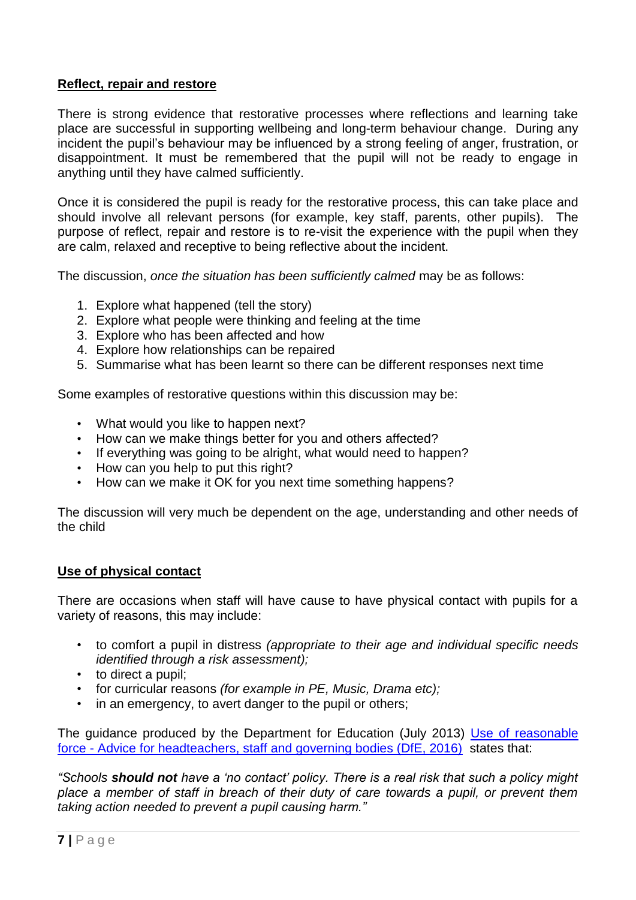**Reflect, repair and restore**

There is strong evidence that restorative processes where reflections and learning take place are successful in supporting wellbeing and long-term behaviour change. During any incident the pupil's behaviour may be influenced by a strong feeling of anger, frustration, or disappointment. It must be remembered that the pupil will not be ready to engage in anything until they have calmed sufficiently.

Once it is considered the pupil is ready for the restorative process, this can take place and should involve all relevant persons (for example, key staff, parents, other pupils). The purpose of reflect, repair and restore is to re-visit the experience with the pupil when they are calm, relaxed and receptive to being reflective about the incident.

The discussion, *once the situation has been sufficiently calmed* may be as follows:

1. Explore what happened (tell the story)
2. Explore what people were thinking and feeling at the time
3. Explore who has been affected and how
4. Explore how relationships can be repaired
5. Summarise what has been learnt so there can be different responses next time

Some examples of restorative questions within this discussion may be:

- What would you like to happen next?
- How can we make things better for you and others affected?
- If everything was going to be alright, what would need to happen?
- How can you help to put this right?
- How can we make it OK for you next time something happens?

The discussion will very much be dependent on the age, understanding and other needs of the child

**Use of physical contact**

There are occasions when staff will have cause to have physical contact with pupils for a variety of reasons, this may include:

- to comfort a pupil in distress *(appropriate to their age and individual specific needs identified through a risk assessment);*
- to direct a pupil;
- for curricular reasons *(for example in PE, Music, Drama etc);*
- in an emergency, to avert danger to the pupil or others;

The guidance produced by the Department for Education (July 2013) Use of reasonable force - Advice for headteachers, staff and governing bodies (DfE, 2016) states that:

*"Schools **should not** have a 'no contact' policy. There is a real risk that such a policy might place a member of staff in breach of their duty of care towards a pupil, or prevent them taking action needed to prevent a pupil causing harm."*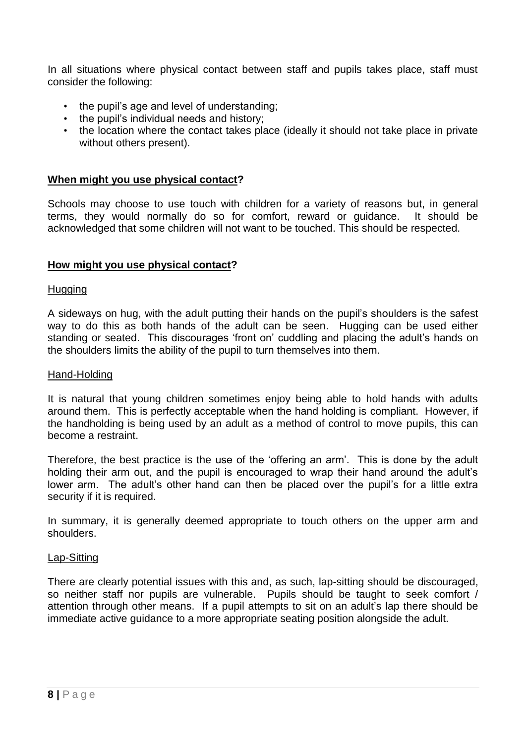In all situations where physical contact between staff and pupils takes place, staff must consider the following:

- the pupil's age and level of understanding;
- the pupil's individual needs and history;
- the location where the contact takes place (ideally it should not take place in private without others present).

## **When might you use physical contact?**

Schools may choose to use touch with children for a variety of reasons but, in general terms, they would normally do so for comfort, reward or guidance. It should be acknowledged that some children will not want to be touched. This should be respected.

## **How might you use physical contact?**

### Hugging

A sideways on hug, with the adult putting their hands on the pupil's shoulders is the safest way to do this as both hands of the adult can be seen. Hugging can be used either standing or seated. This discourages 'front on' cuddling and placing the adult's hands on the shoulders limits the ability of the pupil to turn themselves into them.

### Hand-Holding

It is natural that young children sometimes enjoy being able to hold hands with adults around them. This is perfectly acceptable when the hand holding is compliant. However, if the handholding is being used by an adult as a method of control to move pupils, this can become a restraint.

Therefore, the best practice is the use of the 'offering an arm'. This is done by the adult holding their arm out, and the pupil is encouraged to wrap their hand around the adult's lower arm. The adult's other hand can then be placed over the pupil's for a little extra security if it is required.

In summary, it is generally deemed appropriate to touch others on the upper arm and shoulders.

### Lap-Sitting

There are clearly potential issues with this and, as such, lap-sitting should be discouraged, so neither staff nor pupils are vulnerable. Pupils should be taught to seek comfort / attention through other means. If a pupil attempts to sit on an adult's lap there should be immediate active guidance to a more appropriate seating position alongside the adult.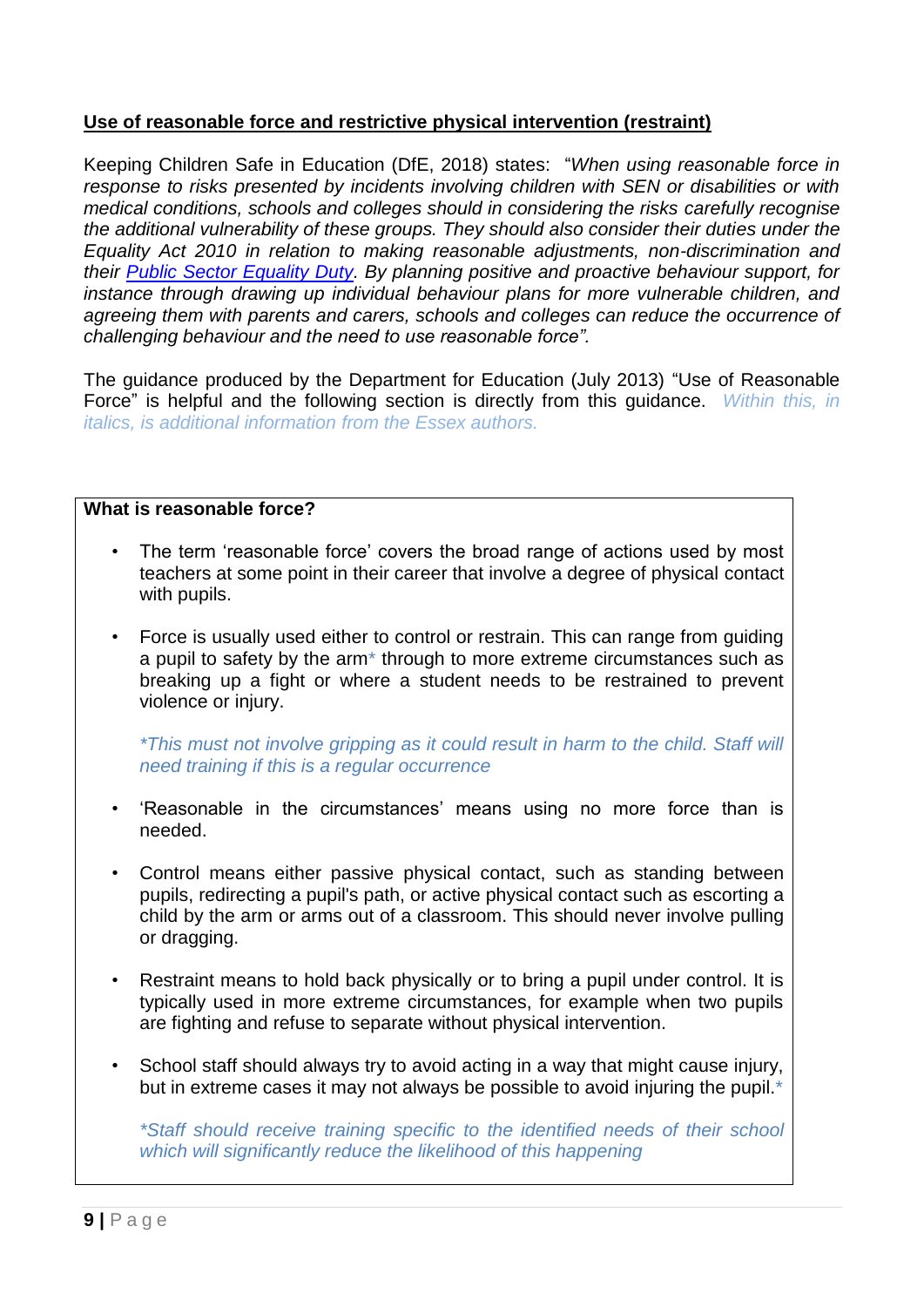**<u>Use of reasonable force and restrictive physical intervention (restraint)</u>**

Keeping Children Safe in Education (DfE, 2018) states: "*When using reasonable force in response to risks presented by incidents involving children with SEN or disabilities or with medical conditions, schools and colleges should in considering the risks carefully recognise the additional vulnerability of these groups. They should also consider their duties under the Equality Act 2010 in relation to making reasonable adjustments, non-discrimination and their [Public Sector Equality Duty](). By planning positive and proactive behaviour support, for instance through drawing up individual behaviour plans for more vulnerable children, and agreeing them with parents and carers, schools and colleges can reduce the occurrence of challenging behaviour and the need to use reasonable force".*

The guidance produced by the Department for Education (July 2013) "Use of Reasonable Force" is helpful and the following section is directly from this guidance. *Within this, in italics, is additional information from the Essex authors.*

**What is reasonable force?**

- The term 'reasonable force' covers the broad range of actions used by most teachers at some point in their career that involve a degree of physical contact with pupils.

- Force is usually used either to control or restrain. This can range from guiding a pupil to safety by the arm* through to more extreme circumstances such as breaking up a fight or where a student needs to be restrained to prevent violence or injury.

  *\*This must not involve gripping as it could result in harm to the child. Staff will need training if this is a regular occurrence*

- 'Reasonable in the circumstances' means using no more force than is needed.

- Control means either passive physical contact, such as standing between pupils, redirecting a pupil's path, or active physical contact such as escorting a child by the arm or arms out of a classroom. This should never involve pulling or dragging.

- Restraint means to hold back physically or to bring a pupil under control. It is typically used in more extreme circumstances, for example when two pupils are fighting and refuse to separate without physical intervention.

- School staff should always try to avoid acting in a way that might cause injury, but in extreme cases it may not always be possible to avoid injuring the pupil.*

  *\*Staff should receive training specific to the identified needs of their school which will significantly reduce the likelihood of this happening*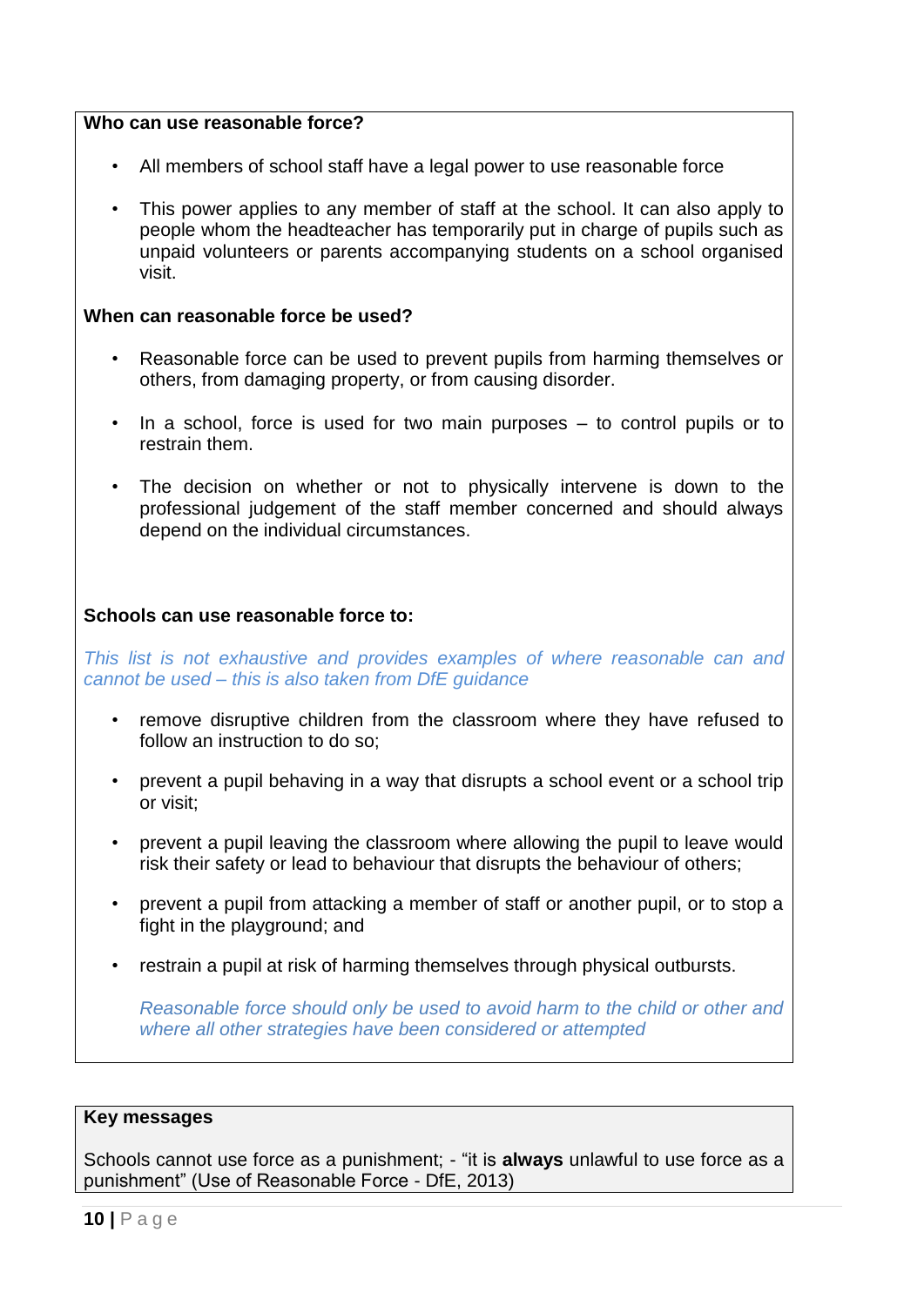**Who can use reasonable force?**

- All members of school staff have a legal power to use reasonable force
- This power applies to any member of staff at the school. It can also apply to people whom the headteacher has temporarily put in charge of pupils such as unpaid volunteers or parents accompanying students on a school organised visit.

**When can reasonable force be used?**

- Reasonable force can be used to prevent pupils from harming themselves or others, from damaging property, or from causing disorder.
- In a school, force is used for two main purposes – to control pupils or to restrain them.
- The decision on whether or not to physically intervene is down to the professional judgement of the staff member concerned and should always depend on the individual circumstances.

**Schools can use reasonable force to:**

*This list is not exhaustive and provides examples of where reasonable can and cannot be used – this is also taken from DfE guidance*

- remove disruptive children from the classroom where they have refused to follow an instruction to do so;
- prevent a pupil behaving in a way that disrupts a school event or a school trip or visit;
- prevent a pupil leaving the classroom where allowing the pupil to leave would risk their safety or lead to behaviour that disrupts the behaviour of others;
- prevent a pupil from attacking a member of staff or another pupil, or to stop a fight in the playground; and
- restrain a pupil at risk of harming themselves through physical outbursts.

  *Reasonable force should only be used to avoid harm to the child or other and where all other strategies have been considered or attempted*

**Key messages**

Schools cannot use force as a punishment; - “it is **always** unlawful to use force as a punishment” (Use of Reasonable Force - DfE, 2013)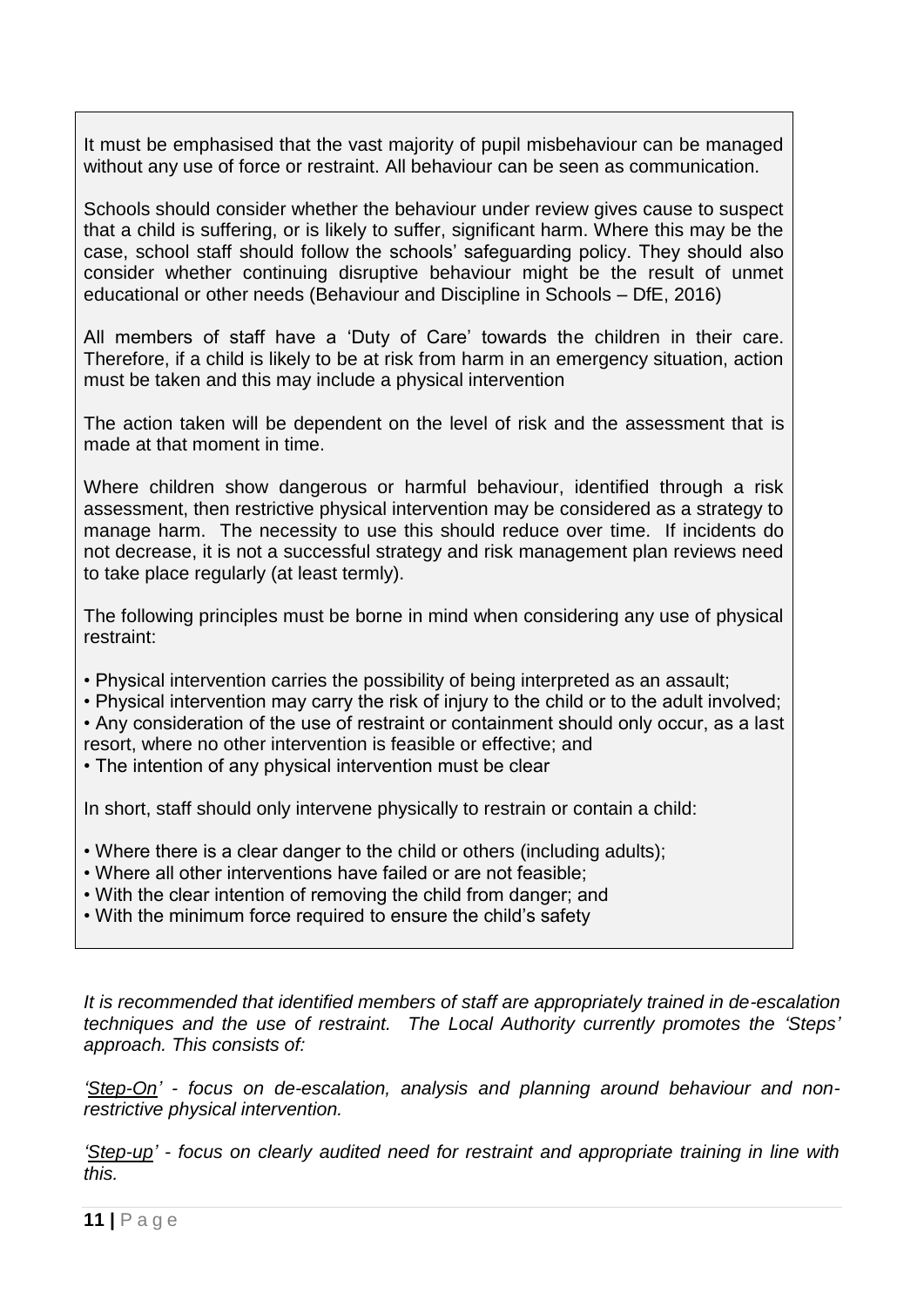It must be emphasised that the vast majority of pupil misbehaviour can be managed without any use of force or restraint. All behaviour can be seen as communication.

Schools should consider whether the behaviour under review gives cause to suspect that a child is suffering, or is likely to suffer, significant harm. Where this may be the case, school staff should follow the schools' safeguarding policy. They should also consider whether continuing disruptive behaviour might be the result of unmet educational or other needs (Behaviour and Discipline in Schools – DfE, 2016)

All members of staff have a 'Duty of Care' towards the children in their care. Therefore, if a child is likely to be at risk from harm in an emergency situation, action must be taken and this may include a physical intervention

The action taken will be dependent on the level of risk and the assessment that is made at that moment in time.

Where children show dangerous or harmful behaviour, identified through a risk assessment, then restrictive physical intervention may be considered as a strategy to manage harm. The necessity to use this should reduce over time. If incidents do not decrease, it is not a successful strategy and risk management plan reviews need to take place regularly (at least termly).

The following principles must be borne in mind when considering any use of physical restraint:

- Physical intervention carries the possibility of being interpreted as an assault;
- Physical intervention may carry the risk of injury to the child or to the adult involved;
- Any consideration of the use of restraint or containment should only occur, as a last resort, where no other intervention is feasible or effective; and
- The intention of any physical intervention must be clear

In short, staff should only intervene physically to restrain or contain a child:

- Where there is a clear danger to the child or others (including adults);
- Where all other interventions have failed or are not feasible;
- With the clear intention of removing the child from danger; and
- With the minimum force required to ensure the child's safety

*It is recommended that identified members of staff are appropriately trained in de-escalation techniques and the use of restraint. The Local Authority currently promotes the 'Steps' approach. This consists of:*

*'Step-On' - focus on de-escalation, analysis and planning around behaviour and non-restrictive physical intervention.*

*'Step-up' - focus on clearly audited need for restraint and appropriate training in line with this.*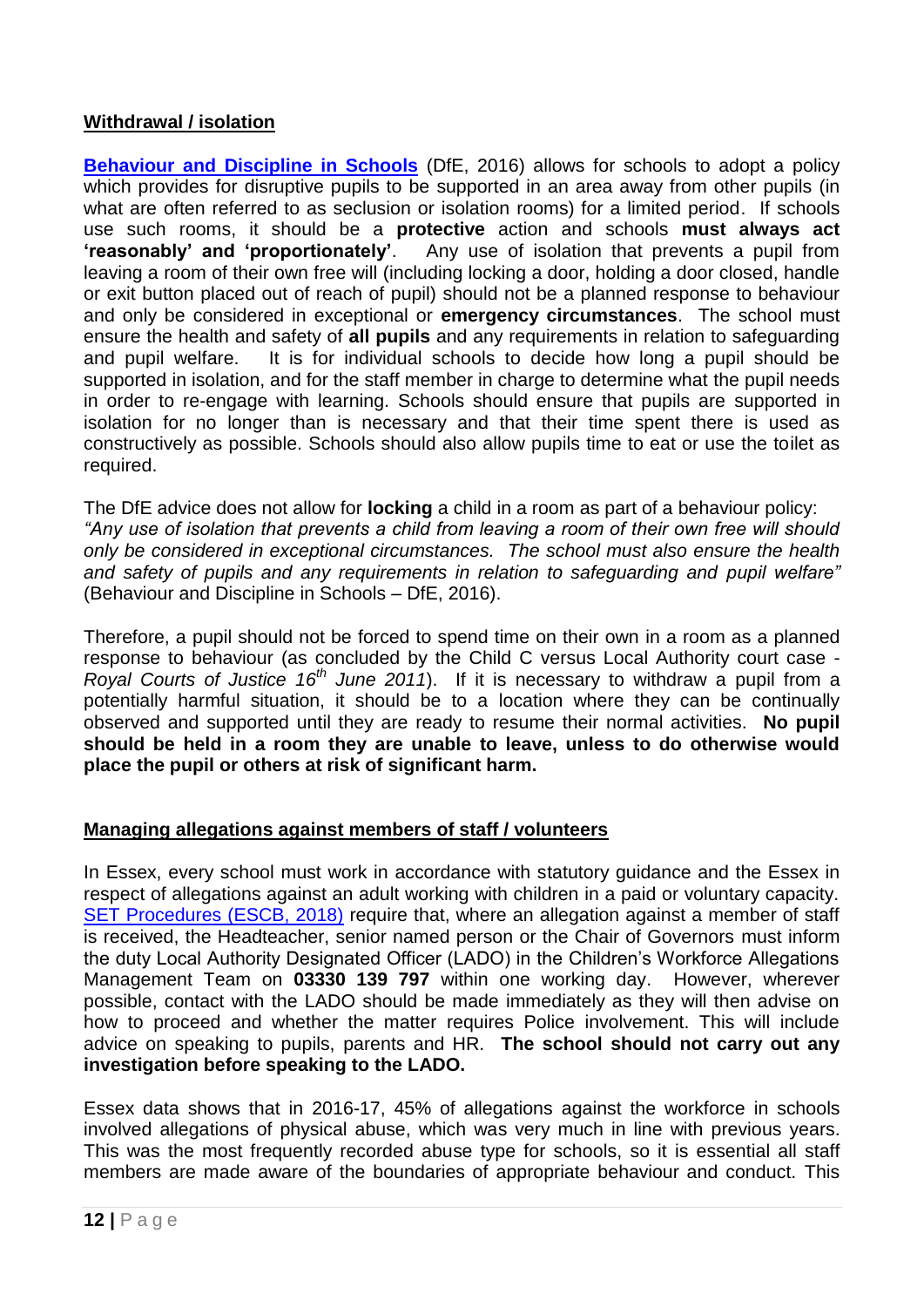**Withdrawal / isolation**

**Behaviour and Discipline in Schools** (DfE, 2016) allows for schools to adopt a policy which provides for disruptive pupils to be supported in an area away from other pupils (in what are often referred to as seclusion or isolation rooms) for a limited period. If schools use such rooms, it should be a **protective** action and schools **must always act 'reasonably' and 'proportionately'**. Any use of isolation that prevents a pupil from leaving a room of their own free will (including locking a door, holding a door closed, handle or exit button placed out of reach of pupil) should not be a planned response to behaviour and only be considered in exceptional or **emergency circumstances**. The school must ensure the health and safety of **all pupils** and any requirements in relation to safeguarding and pupil welfare. It is for individual schools to decide how long a pupil should be supported in isolation, and for the staff member in charge to determine what the pupil needs in order to re-engage with learning. Schools should ensure that pupils are supported in isolation for no longer than is necessary and that their time spent there is used as constructively as possible. Schools should also allow pupils time to eat or use the toilet as required.

The DfE advice does not allow for **locking** a child in a room as part of a behaviour policy: *"Any use of isolation that prevents a child from leaving a room of their own free will should only be considered in exceptional circumstances. The school must also ensure the health and safety of pupils and any requirements in relation to safeguarding and pupil welfare"* (Behaviour and Discipline in Schools – DfE, 2016).

Therefore, a pupil should not be forced to spend time on their own in a room as a planned response to behaviour (as concluded by the Child C versus Local Authority court case - *Royal Courts of Justice 16th June 2011*). If it is necessary to withdraw a pupil from a potentially harmful situation, it should be to a location where they can be continually observed and supported until they are ready to resume their normal activities. **No pupil should be held in a room they are unable to leave, unless to do otherwise would place the pupil or others at risk of significant harm.**

**Managing allegations against members of staff / volunteers**

In Essex, every school must work in accordance with statutory guidance and the Essex in respect of allegations against an adult working with children in a paid or voluntary capacity. SET Procedures (ESCB, 2018) require that, where an allegation against a member of staff is received, the Headteacher, senior named person or the Chair of Governors must inform the duty Local Authority Designated Officer (LADO) in the Children's Workforce Allegations Management Team on **03330 139 797** within one working day. However, wherever possible, contact with the LADO should be made immediately as they will then advise on how to proceed and whether the matter requires Police involvement. This will include advice on speaking to pupils, parents and HR. **The school should not carry out any investigation before speaking to the LADO.**

Essex data shows that in 2016-17, 45% of allegations against the workforce in schools involved allegations of physical abuse, which was very much in line with previous years. This was the most frequently recorded abuse type for schools, so it is essential all staff members are made aware of the boundaries of appropriate behaviour and conduct. This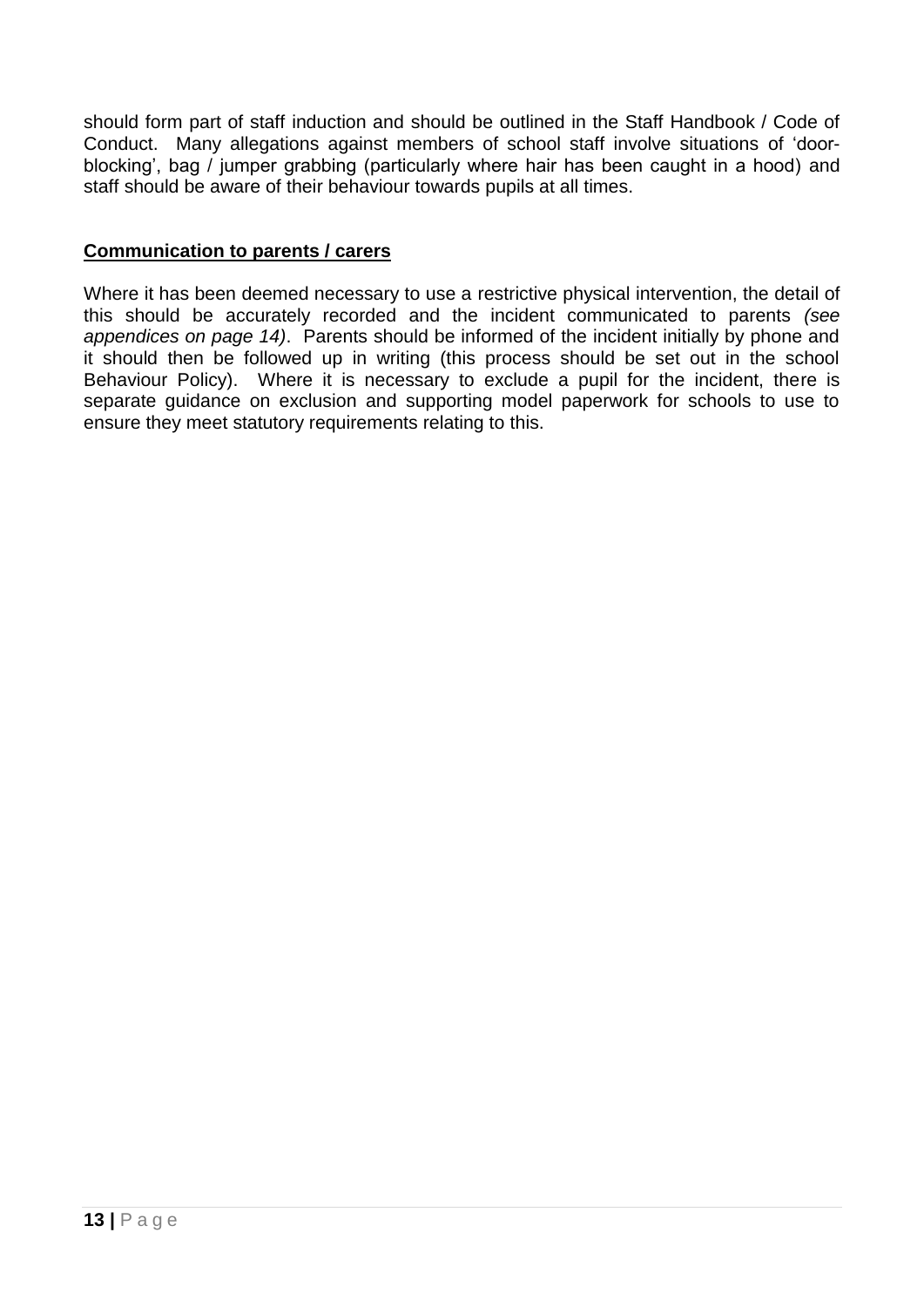should form part of staff induction and should be outlined in the Staff Handbook / Code of Conduct. Many allegations against members of school staff involve situations of 'door-blocking', bag / jumper grabbing (particularly where hair has been caught in a hood) and staff should be aware of their behaviour towards pupils at all times.

**Communication to parents / carers**

Where it has been deemed necessary to use a restrictive physical intervention, the detail of this should be accurately recorded and the incident communicated to parents *(see appendices on page 14)*. Parents should be informed of the incident initially by phone and it should then be followed up in writing (this process should be set out in the school Behaviour Policy). Where it is necessary to exclude a pupil for the incident, there is separate guidance on exclusion and supporting model paperwork for schools to use to ensure they meet statutory requirements relating to this.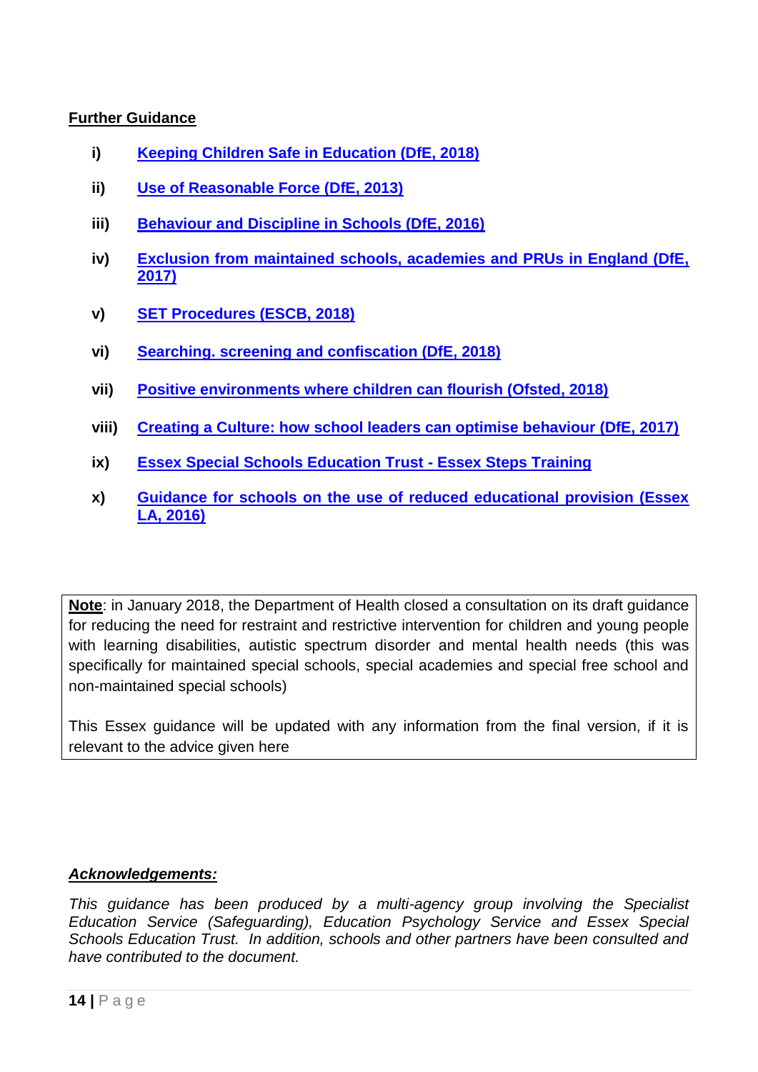**Further Guidance**

i) Keeping Children Safe in Education (DfE, 2018)

ii) Use of Reasonable Force (DfE, 2013)

iii) Behaviour and Discipline in Schools (DfE, 2016)

iv) Exclusion from maintained schools, academies and PRUs in England (DfE, 2017)

v) SET Procedures (ESCB, 2018)

vi) Searching. screening and confiscation (DfE, 2018)

vii) Positive environments where children can flourish (Ofsted, 2018)

viii) Creating a Culture: how school leaders can optimise behaviour (DfE, 2017)

ix) Essex Special Schools Education Trust - Essex Steps Training

x) Guidance for schools on the use of reduced educational provision (Essex LA, 2016)

> **Note**: in January 2018, the Department of Health closed a consultation on its draft guidance for reducing the need for restraint and restrictive intervention for children and young people with learning disabilities, autistic spectrum disorder and mental health needs (this was specifically for maintained special schools, special academies and special free school and non-maintained special schools)
>
> This Essex guidance will be updated with any information from the final version, if it is relevant to the advice given here

***Acknowledgements:***

*This guidance has been produced by a multi-agency group involving the Specialist Education Service (Safeguarding), Education Psychology Service and Essex Special Schools Education Trust. In addition, schools and other partners have been consulted and have contributed to the document.*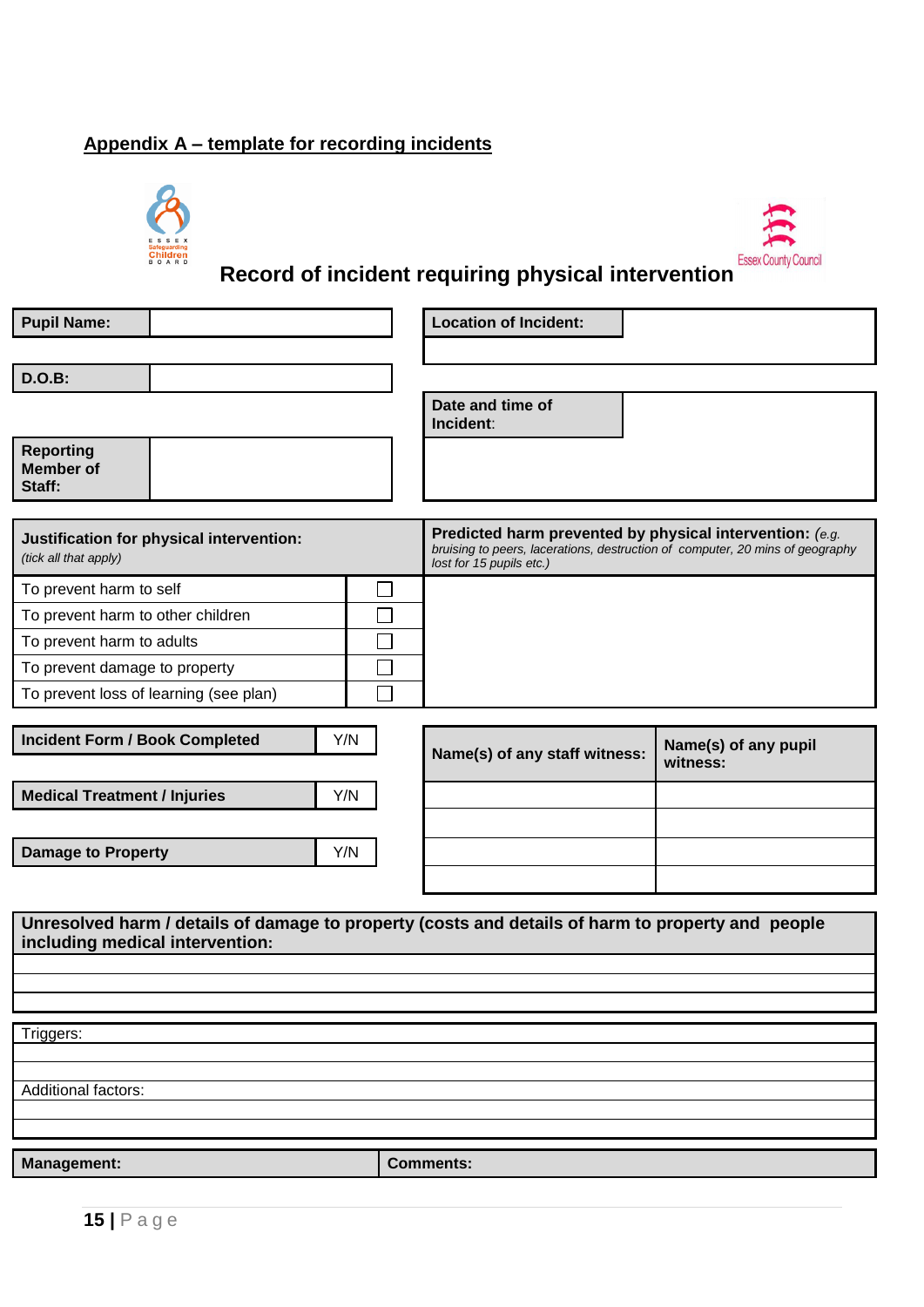## Appendix A – template for recording incidents

ESSEX Safeguarding Children BOARD

Essex County Council

# Record of incident requiring physical intervention

| **Pupil Name:** | |
|---|---|
| **D.O.B:** | |
| **Reporting Member of Staff:** | |

| **Location of Incident:** | |
|---|---|
| **Date and time of Incident:** | |

| **Justification for physical intervention:** *(tick all that apply)* | | **Predicted harm prevented by physical intervention:** *(e.g. bruising to peers, lacerations, destruction of computer, 20 mins of geography lost for 15 pupils etc.)* |
|---|---|---|
| To prevent harm to self | ☐ | |
| To prevent harm to other children | ☐ | |
| To prevent harm to adults | ☐ | |
| To prevent damage to property | ☐ | |
| To prevent loss of learning (see plan) | ☐ | |

| | |
|---|---|
| **Incident Form / Book Completed** | Y/N |
| **Medical Treatment / Injuries** | Y/N |
| **Damage to Property** | Y/N |

| **Name(s) of any staff witness:** | **Name(s) of any pupil witness:** |
|---|---|
| | |
| | |
| | |
| | |

| **Unresolved harm / details of damage to property (costs and details of harm to property and people including medical intervention:** |
|---|
| |
| |
| |

| Triggers: |
|---|
| |
| |
| Additional factors: |
| |
| |

| **Management:** | **Comments:** |
|---|---|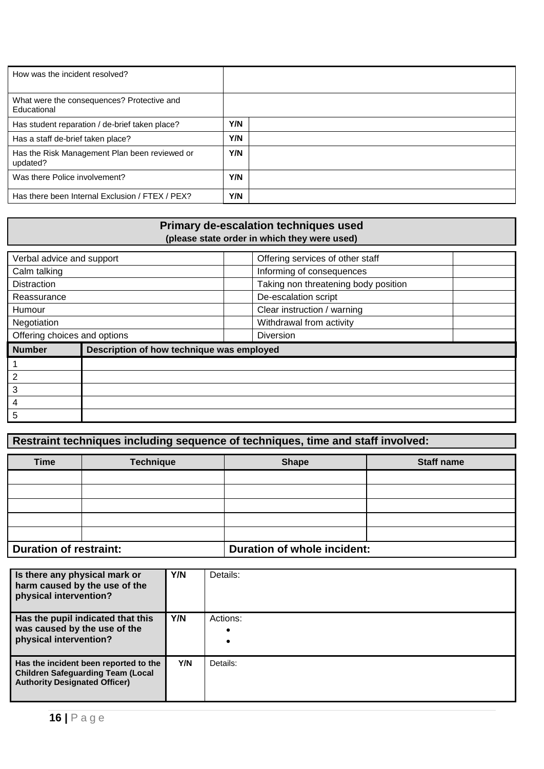| How was the incident resolved? | | |
|---|---|---|
| What were the consequences? Protective and Educational | | |
| Has student reparation / de-brief taken place? | Y/N | |
| Has a staff de-brief taken place? | Y/N | |
| Has the Risk Management Plan been reviewed or updated? | Y/N | |
| Was there Police involvement? | Y/N | |
| Has there been Internal Exclusion / FTEX / PEX? | Y/N | |

## Primary de-escalation techniques used

**(please state order in which they were used)**

| Technique | Order | Technique | Order |
|---|---|---|---|
| Verbal advice and support | | Offering services of other staff | |
| Calm talking | | Informing of consequences | |
| Distraction | | Taking non threatening body position | |
| Reassurance | | De-escalation script | |
| Humour | | Clear instruction / warning | |
| Negotiation | | Withdrawal from activity | |
| Offering choices and options | | Diversion | |

| Number | Description of how technique was employed |
|---|---|
| 1 | |
| 2 | |
| 3 | |
| 4 | |
| 5 | |

## Restraint techniques including sequence of techniques, time and staff involved:

| Time | Technique | Shape | Staff name |
|---|---|---|---|
| | | | |
| | | | |
| | | | |
| | | | |
| | | | |
| **Duration of restraint:** | | **Duration of whole incident:** | |

| **Is there any physical mark or harm caused by the use of the physical intervention?** | Y/N | Details: |
|---|---|---|
| **Has the pupil indicated that this was caused by the use of the physical intervention?** | Y/N | Actions:<br>•<br>• |
| **Has the incident been reported to the Children Safeguarding Team (Local Authority Designated Officer)** | Y/N | Details: |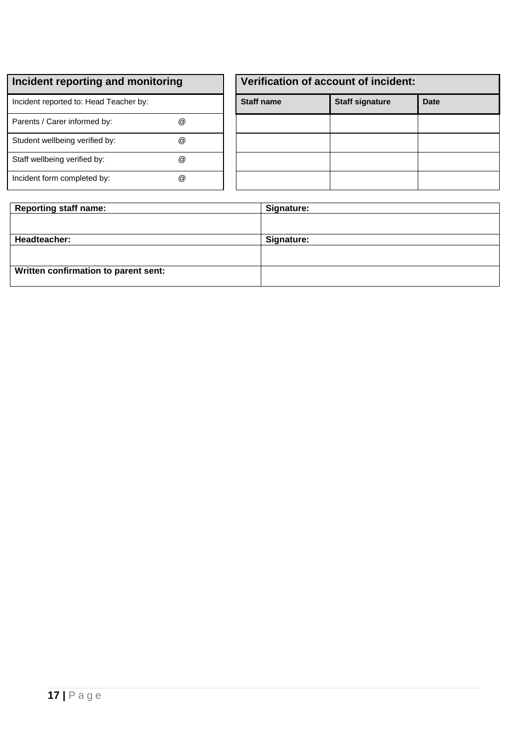| Incident reporting and monitoring | |
|---|---|
| Incident reported to: Head Teacher by: | |
| Parents / Carer informed by: | @ |
| Student wellbeing verified by: | @ |
| Staff wellbeing verified by: | @ |
| Incident form completed by: | @ |

| Verification of account of incident: | | |
|---|---|---|
| **Staff name** | **Staff signature** | **Date** |
| | | |
| | | |
| | | |
| | | |

| **Reporting staff name:** | **Signature:** |
|---|---|
| | |
| **Headteacher:** | **Signature:** |
| | |
| **Written confirmation to parent sent:** | |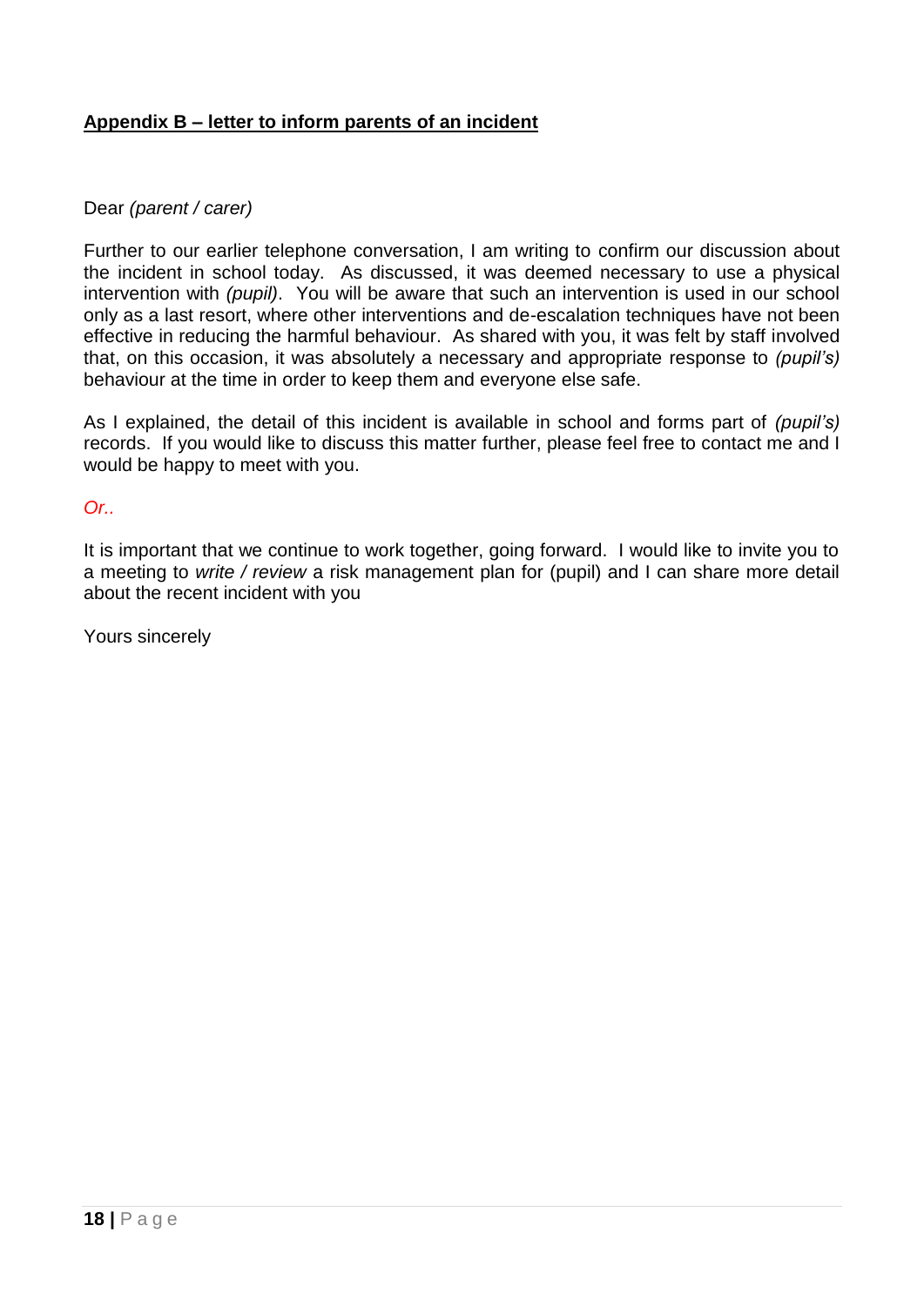**Appendix B – letter to inform parents of an incident**

Dear *(parent / carer)*

Further to our earlier telephone conversation, I am writing to confirm our discussion about the incident in school today. As discussed, it was deemed necessary to use a physical intervention with *(pupil)*. You will be aware that such an intervention is used in our school only as a last resort, where other interventions and de-escalation techniques have not been effective in reducing the harmful behaviour. As shared with you, it was felt by staff involved that, on this occasion, it was absolutely a necessary and appropriate response to *(pupil's)* behaviour at the time in order to keep them and everyone else safe.

As I explained, the detail of this incident is available in school and forms part of *(pupil's)* records. If you would like to discuss this matter further, please feel free to contact me and I would be happy to meet with you.

*Or..*

It is important that we continue to work together, going forward. I would like to invite you to a meeting to *write / review* a risk management plan for (pupil) and I can share more detail about the recent incident with you

Yours sincerely